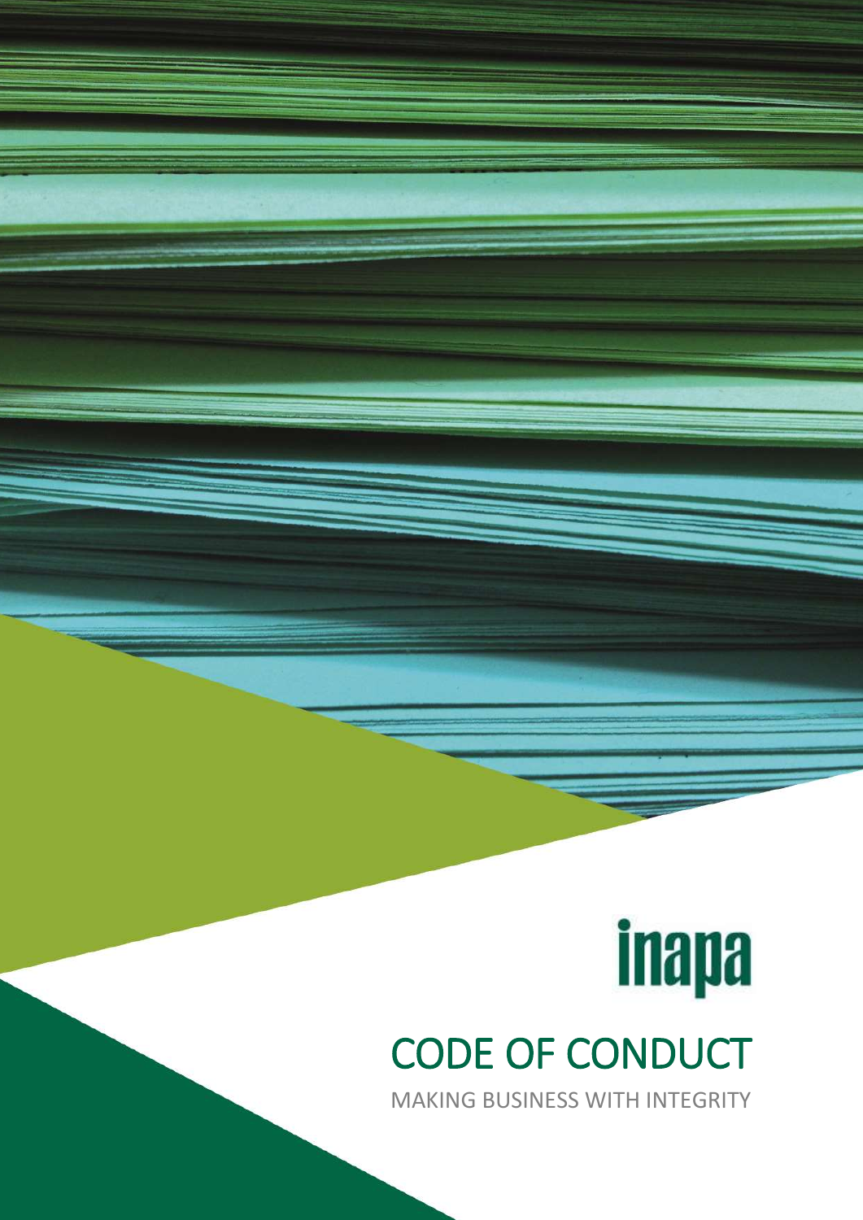inapa

# CODE OF CONDUCT

MAKING BUSINESS WITH INTEGRITY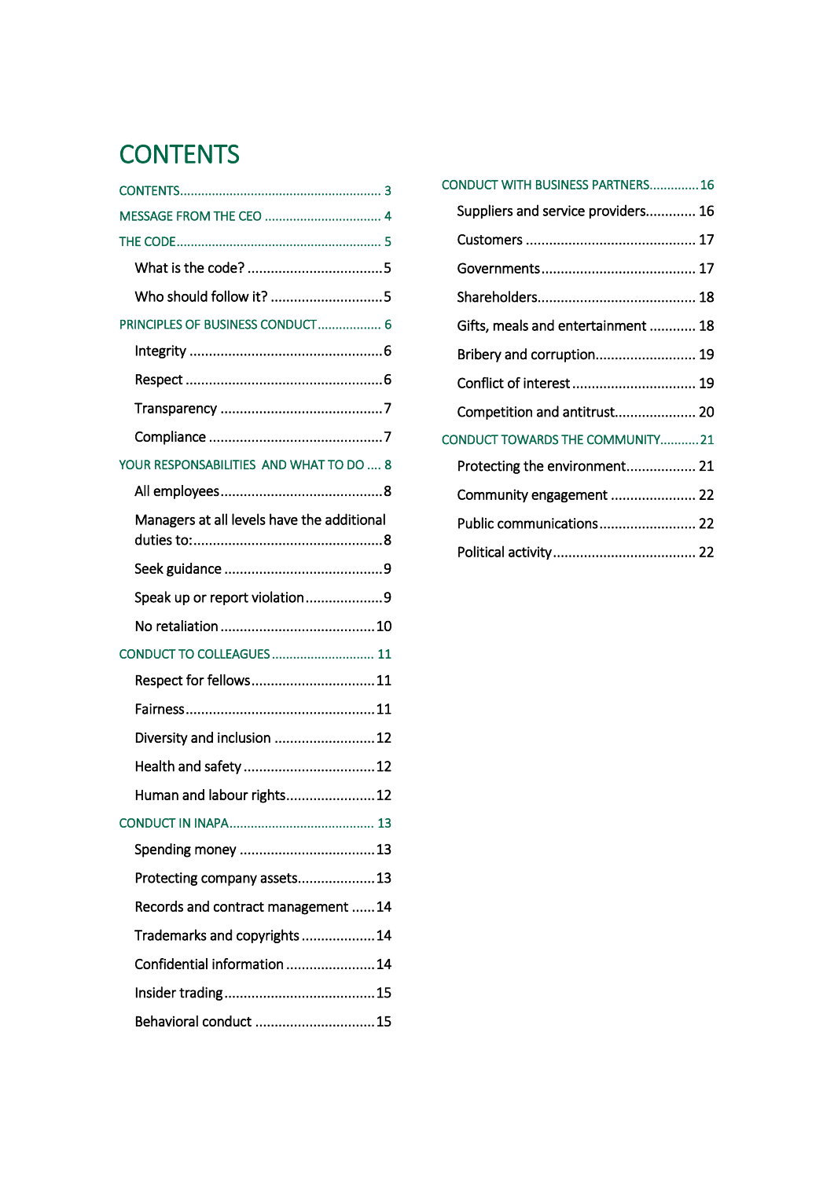# CONTENTS

CONTENTS........................................................ 3

MESSAGE FROM THE CEO ................................ 4

THE CODE........................................................ 5

- What is the code? ..................................5
- Who should follow it? ............................5

PRINCIPLES OF BUSINESS CONDUCT.................. 6

- Integrity .................................................6
- Respect ..................................................6
- Transparency ..........................................7
- Compliance ............................................7

YOUR RESPONSABILITIES AND WHAT TO DO .... 8

- All employees..........................................8
- Managers at all levels have the additional duties to:................................................8
- Seek guidance .........................................9
- Speak up or report violation....................9
- No retaliation ........................................10

CONDUCT TO COLLEAGUES ............................ 11

- Respect for fellows................................11
- Fairness.................................................11
- Diversity and inclusion ..........................12
- Health and safety ..................................12
- Human and labour rights.......................12

CONDUCT IN INAPA........................................ 13

- Spending money ...................................13
- Protecting company assets....................13
- Records and contract management ......14
- Trademarks and copyrights ...................14
- Confidential information .......................14
- Insider trading.......................................15
- Behavioral conduct ...............................15

CONDUCT WITH BUSINESS PARTNERS.............16

- Suppliers and service providers............. 16
- Customers ............................................ 17
- Governments........................................ 17
- Shareholders......................................... 18
- Gifts, meals and entertainment ............ 18
- Bribery and corruption.......................... 19
- Conflict of interest ................................ 19
- Competition and antitrust..................... 20

CONDUCT TOWARDS THE COMMUNITY...........21

- Protecting the environment.................. 21
- Community engagement ...................... 22
- Public communications......................... 22
- Political activity..................................... 22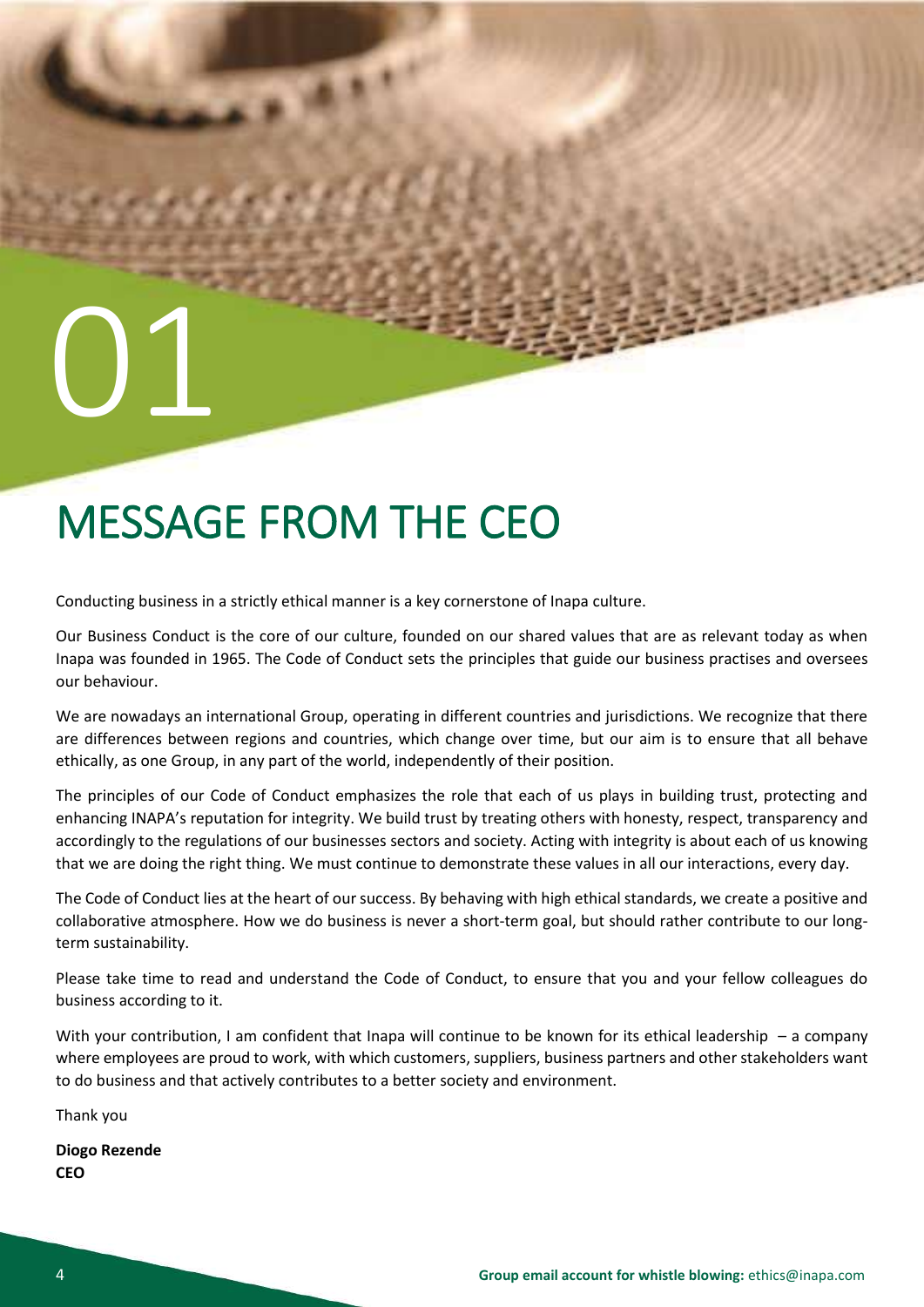# 01

# MESSAGE FROM THE CEO

Conducting business in a strictly ethical manner is a key cornerstone of Inapa culture.

Our Business Conduct is the core of our culture, founded on our shared values that are as relevant today as when Inapa was founded in 1965. The Code of Conduct sets the principles that guide our business practises and oversees our behaviour.

We are nowadays an international Group, operating in different countries and jurisdictions. We recognize that there are differences between regions and countries, which change over time, but our aim is to ensure that all behave ethically, as one Group, in any part of the world, independently of their position.

The principles of our Code of Conduct emphasizes the role that each of us plays in building trust, protecting and enhancing INAPA's reputation for integrity. We build trust by treating others with honesty, respect, transparency and accordingly to the regulations of our businesses sectors and society. Acting with integrity is about each of us knowing that we are doing the right thing. We must continue to demonstrate these values in all our interactions, every day.

The Code of Conduct lies at the heart of our success. By behaving with high ethical standards, we create a positive and collaborative atmosphere. How we do business is never a short-term goal, but should rather contribute to our long-term sustainability.

Please take time to read and understand the Code of Conduct, to ensure that you and your fellow colleagues do business according to it.

With your contribution, I am confident that Inapa will continue to be known for its ethical leadership – a company where employees are proud to work, with which customers, suppliers, business partners and other stakeholders want to do business and that actively contributes to a better society and environment.

Thank you

**Diogo Rezende**
**CEO**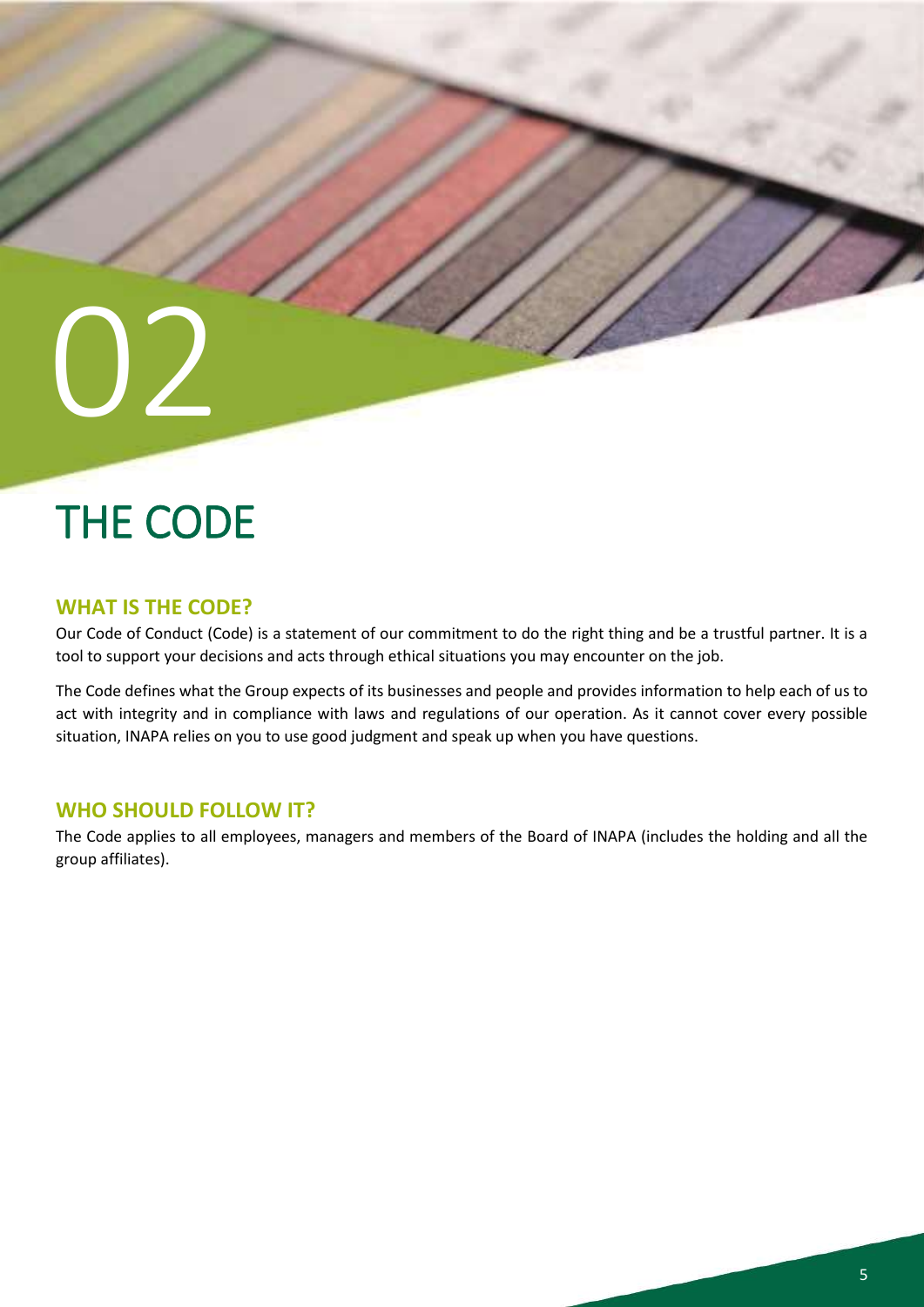# 02

# THE CODE

## WHAT IS THE CODE?

Our Code of Conduct (Code) is a statement of our commitment to do the right thing and be a trustful partner. It is a tool to support your decisions and acts through ethical situations you may encounter on the job.

The Code defines what the Group expects of its businesses and people and provides information to help each of us to act with integrity and in compliance with laws and regulations of our operation. As it cannot cover every possible situation, INAPA relies on you to use good judgment and speak up when you have questions.

## WHO SHOULD FOLLOW IT?

The Code applies to all employees, managers and members of the Board of INAPA (includes the holding and all the group affiliates).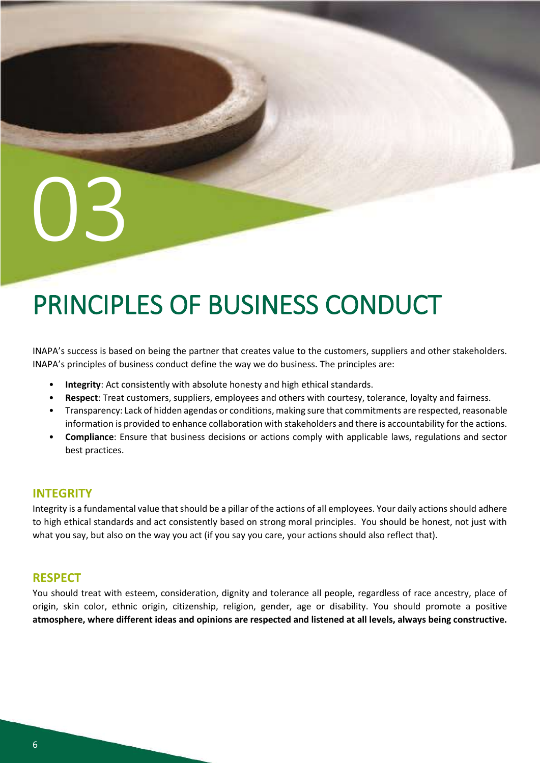# 03

# PRINCIPLES OF BUSINESS CONDUCT

INAPA's success is based on being the partner that creates value to the customers, suppliers and other stakeholders. INAPA's principles of business conduct define the way we do business. The principles are:

- **Integrity**: Act consistently with absolute honesty and high ethical standards.
- **Respect**: Treat customers, suppliers, employees and others with courtesy, tolerance, loyalty and fairness.
- Transparency: Lack of hidden agendas or conditions, making sure that commitments are respected, reasonable information is provided to enhance collaboration with stakeholders and there is accountability for the actions.
- **Compliance**: Ensure that business decisions or actions comply with applicable laws, regulations and sector best practices.

## INTEGRITY

Integrity is a fundamental value that should be a pillar of the actions of all employees. Your daily actions should adhere to high ethical standards and act consistently based on strong moral principles. You should be honest, not just with what you say, but also on the way you act (if you say you care, your actions should also reflect that).

## RESPECT

You should treat with esteem, consideration, dignity and tolerance all people, regardless of race ancestry, place of origin, skin color, ethnic origin, citizenship, religion, gender, age or disability. You should promote a positive **atmosphere, where different ideas and opinions are respected and listened at all levels, always being constructive.**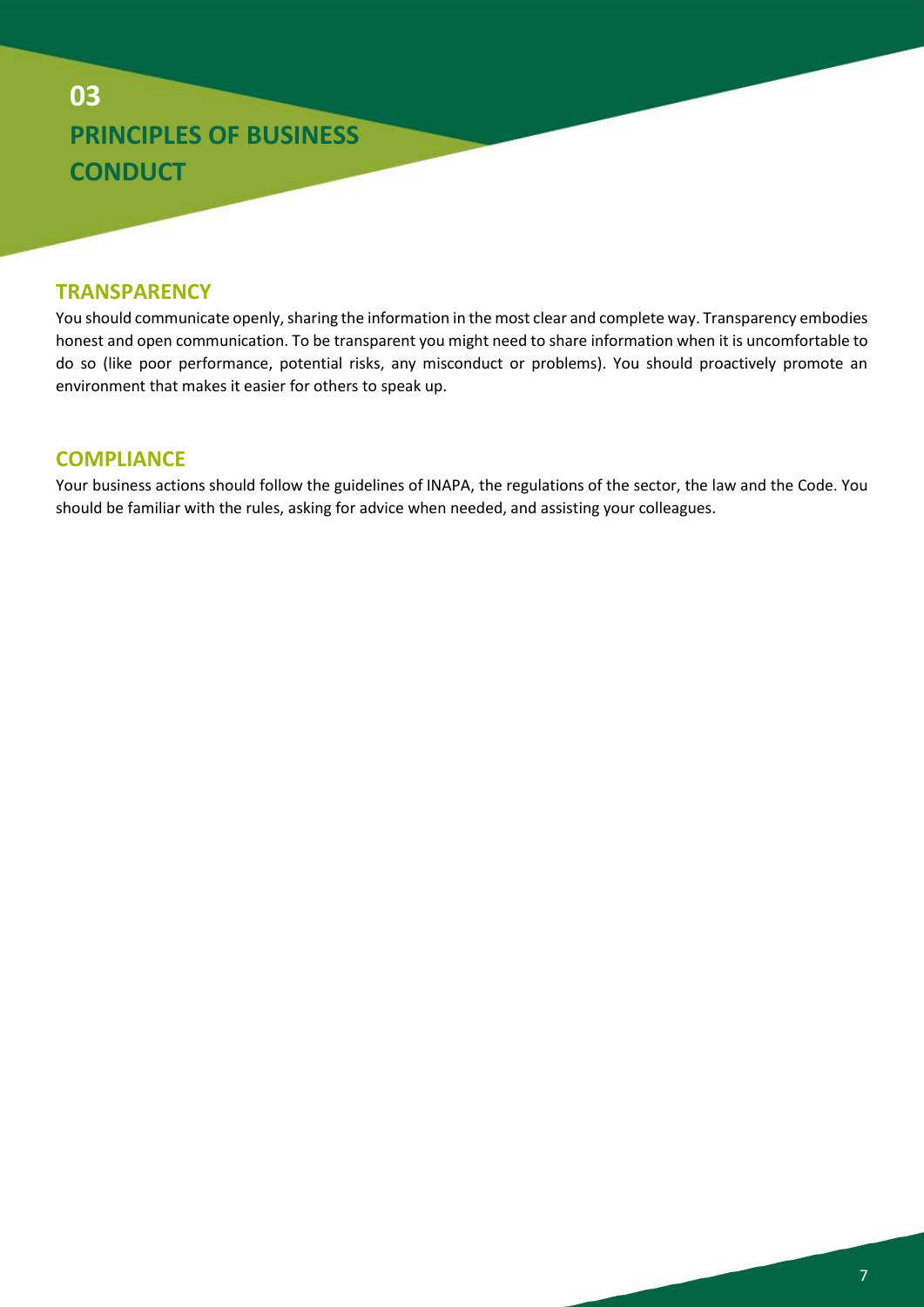# 03 PRINCIPLES OF BUSINESS CONDUCT

## TRANSPARENCY

You should communicate openly, sharing the information in the most clear and complete way. Transparency embodies honest and open communication. To be transparent you might need to share information when it is uncomfortable to do so (like poor performance, potential risks, any misconduct or problems). You should proactively promote an environment that makes it easier for others to speak up.

## COMPLIANCE

Your business actions should follow the guidelines of INAPA, the regulations of the sector, the law and the Code. You should be familiar with the rules, asking for advice when needed, and assisting your colleagues.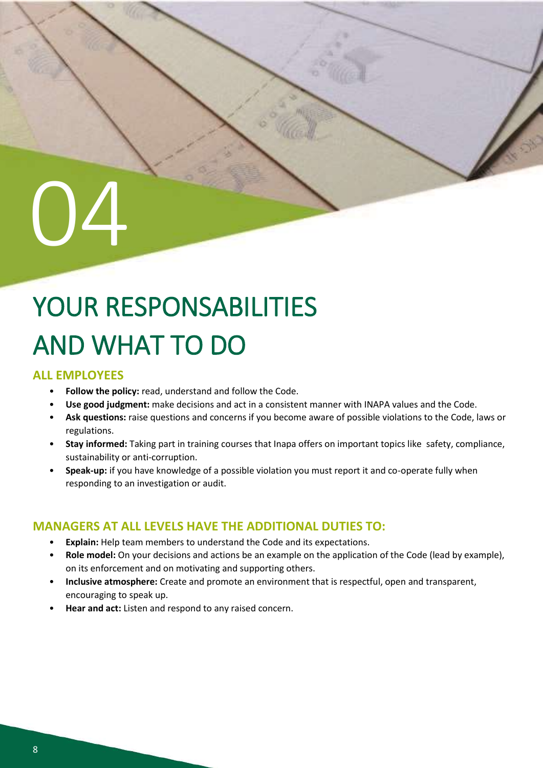# 04

# YOUR RESPONSABILITIES AND WHAT TO DO

## ALL EMPLOYEES

- **Follow the policy:** read, understand and follow the Code.
- **Use good judgment:** make decisions and act in a consistent manner with INAPA values and the Code.
- **Ask questions:** raise questions and concerns if you become aware of possible violations to the Code, laws or regulations.
- **Stay informed:** Taking part in training courses that Inapa offers on important topics like safety, compliance, sustainability or anti-corruption.
- **Speak-up:** if you have knowledge of a possible violation you must report it and co-operate fully when responding to an investigation or audit.

## MANAGERS AT ALL LEVELS HAVE THE ADDITIONAL DUTIES TO:

- **Explain:** Help team members to understand the Code and its expectations.
- **Role model:** On your decisions and actions be an example on the application of the Code (lead by example), on its enforcement and on motivating and supporting others.
- **Inclusive atmosphere:** Create and promote an environment that is respectful, open and transparent, encouraging to speak up.
- **Hear and act:** Listen and respond to any raised concern.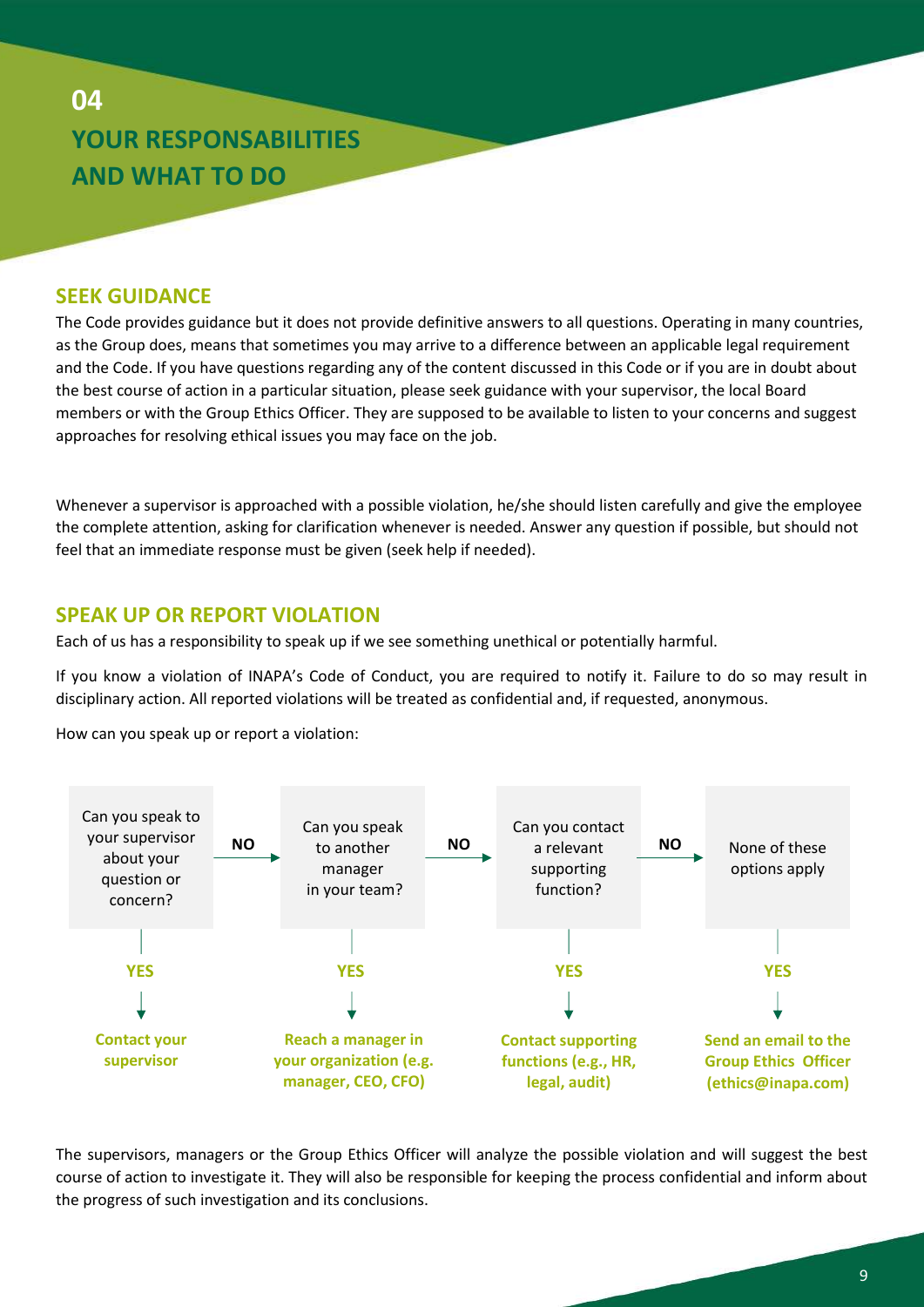## 04 YOUR RESPONSABILITIES AND WHAT TO DO

### SEEK GUIDANCE

The Code provides guidance but it does not provide definitive answers to all questions. Operating in many countries, as the Group does, means that sometimes you may arrive to a difference between an applicable legal requirement and the Code. If you have questions regarding any of the content discussed in this Code or if you are in doubt about the best course of action in a particular situation, please seek guidance with your supervisor, the local Board members or with the Group Ethics Officer. They are supposed to be available to listen to your concerns and suggest approaches for resolving ethical issues you may face on the job.

Whenever a supervisor is approached with a possible violation, he/she should listen carefully and give the employee the complete attention, asking for clarification whenever is needed. Answer any question if possible, but should not feel that an immediate response must be given (seek help if needed).

### SPEAK UP OR REPORT VIOLATION

Each of us has a responsibility to speak up if we see something unethical or potentially harmful.

If you know a violation of INAPA's Code of Conduct, you are required to notify it. Failure to do so may result in disciplinary action. All reported violations will be treated as confidential and, if requested, anonymous.

How can you speak up or report a violation:

| Question | If YES | If NO |
|---|---|---|
| Can you speak to your supervisor about your question or concern? | **Contact your supervisor** | Go to next step |
| Can you speak to another manager in your team? | **Reach a manager in your organization (e.g. manager, CEO, CFO)** | Go to next step |
| Can you contact a relevant supporting function? | **Contact supporting functions (e.g., HR, legal, audit)** | Go to next step |
| None of these options apply | **Send an email to the Group Ethics Officer (ethics@inapa.com)** | |

The supervisors, managers or the Group Ethics Officer will analyze the possible violation and will suggest the best course of action to investigate it. They will also be responsible for keeping the process confidential and inform about the progress of such investigation and its conclusions.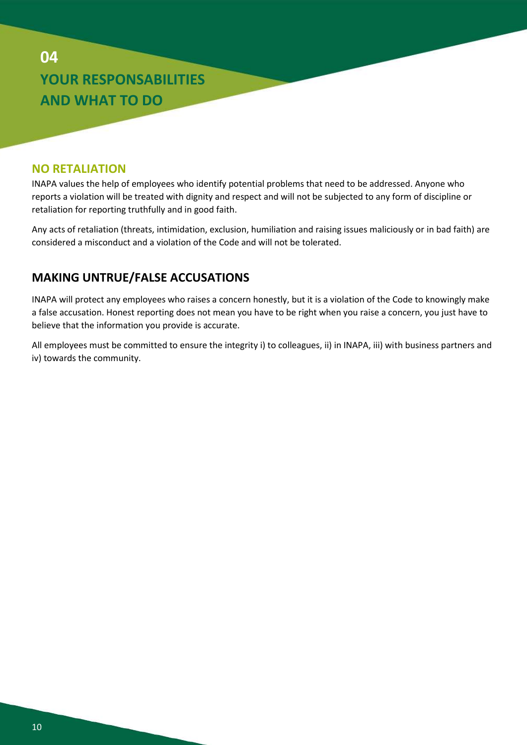# 04 YOUR RESPONSABILITIES AND WHAT TO DO

## NO RETALIATION

INAPA values the help of employees who identify potential problems that need to be addressed. Anyone who reports a violation will be treated with dignity and respect and will not be subjected to any form of discipline or retaliation for reporting truthfully and in good faith.

Any acts of retaliation (threats, intimidation, exclusion, humiliation and raising issues maliciously or in bad faith) are considered a misconduct and a violation of the Code and will not be tolerated.

## MAKING UNTRUE/FALSE ACCUSATIONS

INAPA will protect any employees who raises a concern honestly, but it is a violation of the Code to knowingly make a false accusation. Honest reporting does not mean you have to be right when you raise a concern, you just have to believe that the information you provide is accurate.

All employees must be committed to ensure the integrity i) to colleagues, ii) in INAPA, iii) with business partners and iv) towards the community.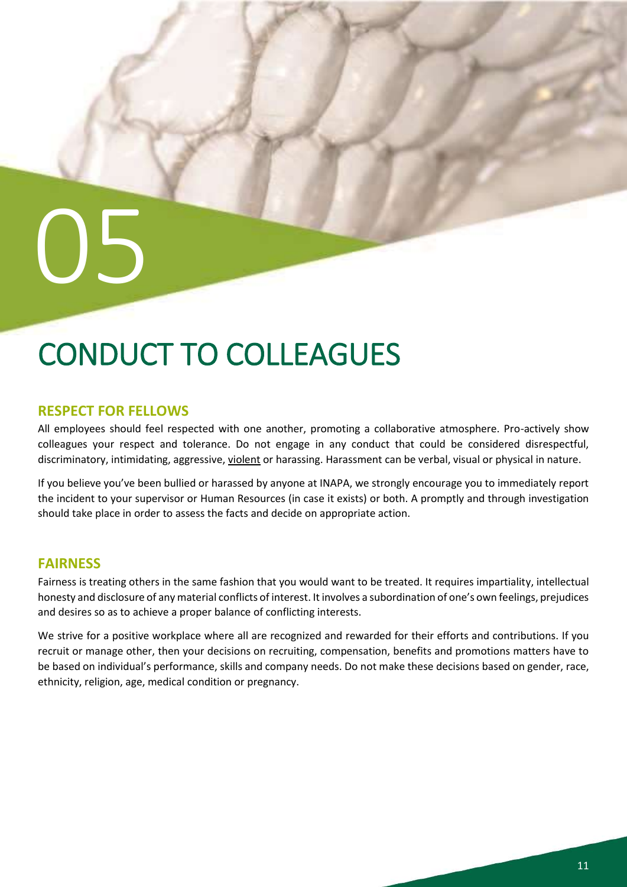# 05

# CONDUCT TO COLLEAGUES

## RESPECT FOR FELLOWS

All employees should feel respected with one another, promoting a collaborative atmosphere. Pro-actively show colleagues your respect and tolerance. Do not engage in any conduct that could be considered disrespectful, discriminatory, intimidating, aggressive, violent or harassing. Harassment can be verbal, visual or physical in nature.

If you believe you've been bullied or harassed by anyone at INAPA, we strongly encourage you to immediately report the incident to your supervisor or Human Resources (in case it exists) or both. A promptly and through investigation should take place in order to assess the facts and decide on appropriate action.

## FAIRNESS

Fairness is treating others in the same fashion that you would want to be treated. It requires impartiality, intellectual honesty and disclosure of any material conflicts of interest. It involves a subordination of one's own feelings, prejudices and desires so as to achieve a proper balance of conflicting interests.

We strive for a positive workplace where all are recognized and rewarded for their efforts and contributions. If you recruit or manage other, then your decisions on recruiting, compensation, benefits and promotions matters have to be based on individual's performance, skills and company needs. Do not make these decisions based on gender, race, ethnicity, religion, age, medical condition or pregnancy.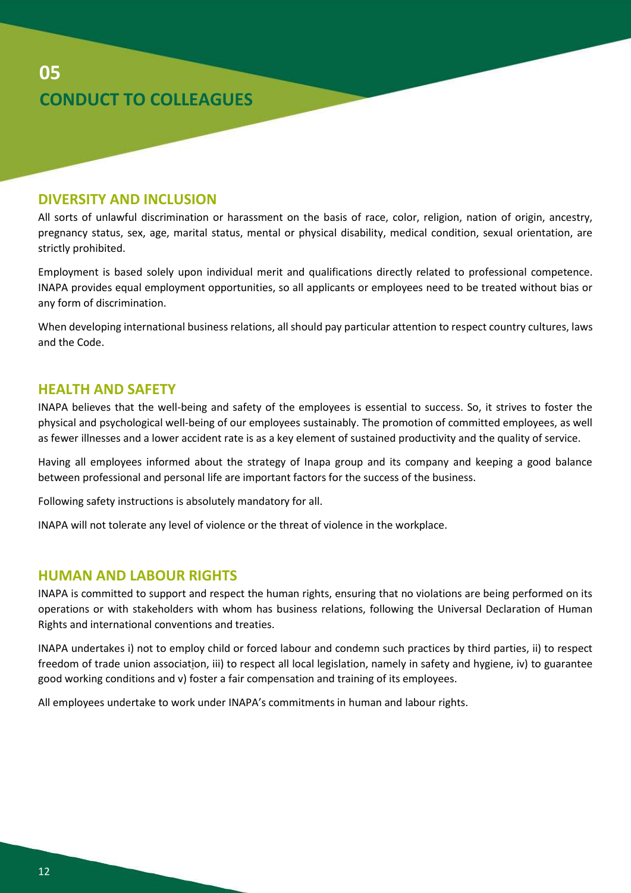# 05
# CONDUCT TO COLLEAGUES

## DIVERSITY AND INCLUSION

All sorts of unlawful discrimination or harassment on the basis of race, color, religion, nation of origin, ancestry, pregnancy status, sex, age, marital status, mental or physical disability, medical condition, sexual orientation, are strictly prohibited.

Employment is based solely upon individual merit and qualifications directly related to professional competence. INAPA provides equal employment opportunities, so all applicants or employees need to be treated without bias or any form of discrimination.

When developing international business relations, all should pay particular attention to respect country cultures, laws and the Code.

## HEALTH AND SAFETY

INAPA believes that the well-being and safety of the employees is essential to success. So, it strives to foster the physical and psychological well-being of our employees sustainably. The promotion of committed employees, as well as fewer illnesses and a lower accident rate is as a key element of sustained productivity and the quality of service.

Having all employees informed about the strategy of Inapa group and its company and keeping a good balance between professional and personal life are important factors for the success of the business.

Following safety instructions is absolutely mandatory for all.

INAPA will not tolerate any level of violence or the threat of violence in the workplace.

## HUMAN AND LABOUR RIGHTS

INAPA is committed to support and respect the human rights, ensuring that no violations are being performed on its operations or with stakeholders with whom has business relations, following the Universal Declaration of Human Rights and international conventions and treaties.

INAPA undertakes i) not to employ child or forced labour and condemn such practices by third parties, ii) to respect freedom of trade union association, iii) to respect all local legislation, namely in safety and hygiene, iv) to guarantee good working conditions and v) foster a fair compensation and training of its employees.

All employees undertake to work under INAPA's commitments in human and labour rights.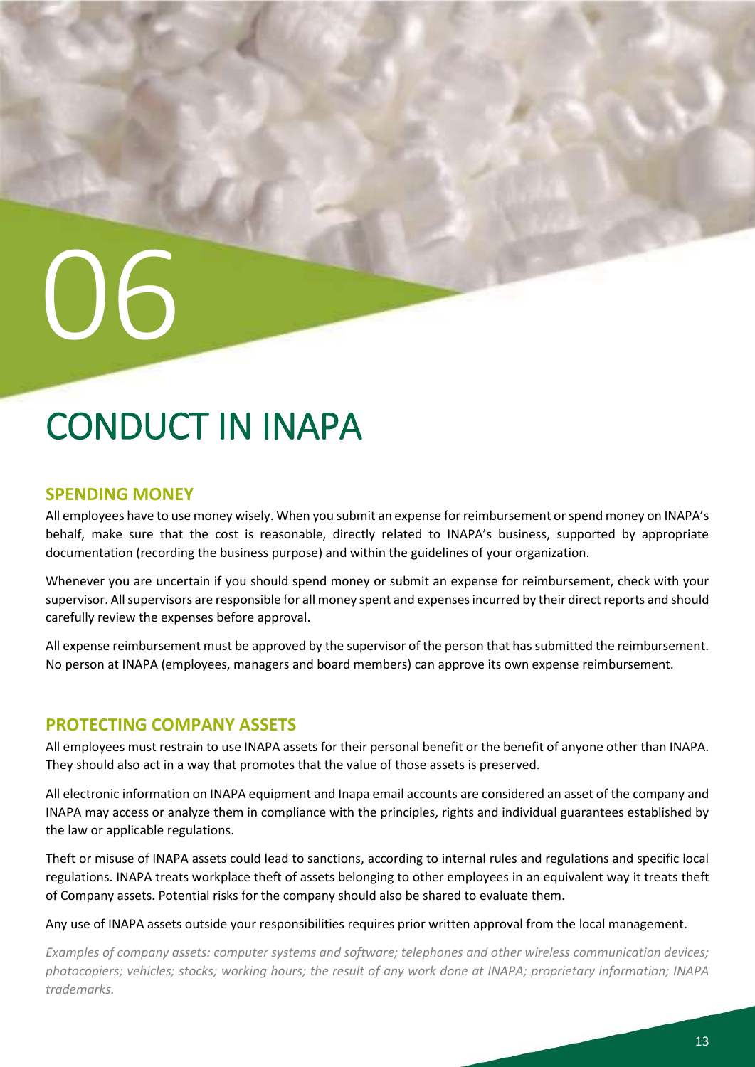06

# CONDUCT IN INAPA

## SPENDING MONEY

All employees have to use money wisely. When you submit an expense for reimbursement or spend money on INAPA's behalf, make sure that the cost is reasonable, directly related to INAPA's business, supported by appropriate documentation (recording the business purpose) and within the guidelines of your organization.

Whenever you are uncertain if you should spend money or submit an expense for reimbursement, check with your supervisor. All supervisors are responsible for all money spent and expenses incurred by their direct reports and should carefully review the expenses before approval.

All expense reimbursement must be approved by the supervisor of the person that has submitted the reimbursement. No person at INAPA (employees, managers and board members) can approve its own expense reimbursement.

## PROTECTING COMPANY ASSETS

All employees must restrain to use INAPA assets for their personal benefit or the benefit of anyone other than INAPA. They should also act in a way that promotes that the value of those assets is preserved.

All electronic information on INAPA equipment and Inapa email accounts are considered an asset of the company and INAPA may access or analyze them in compliance with the principles, rights and individual guarantees established by the law or applicable regulations.

Theft or misuse of INAPA assets could lead to sanctions, according to internal rules and regulations and specific local regulations. INAPA treats workplace theft of assets belonging to other employees in an equivalent way it treats theft of Company assets. Potential risks for the company should also be shared to evaluate them.

Any use of INAPA assets outside your responsibilities requires prior written approval from the local management.

*Examples of company assets: computer systems and software; telephones and other wireless communication devices; photocopiers; vehicles; stocks; working hours; the result of any work done at INAPA; proprietary information; INAPA trademarks.*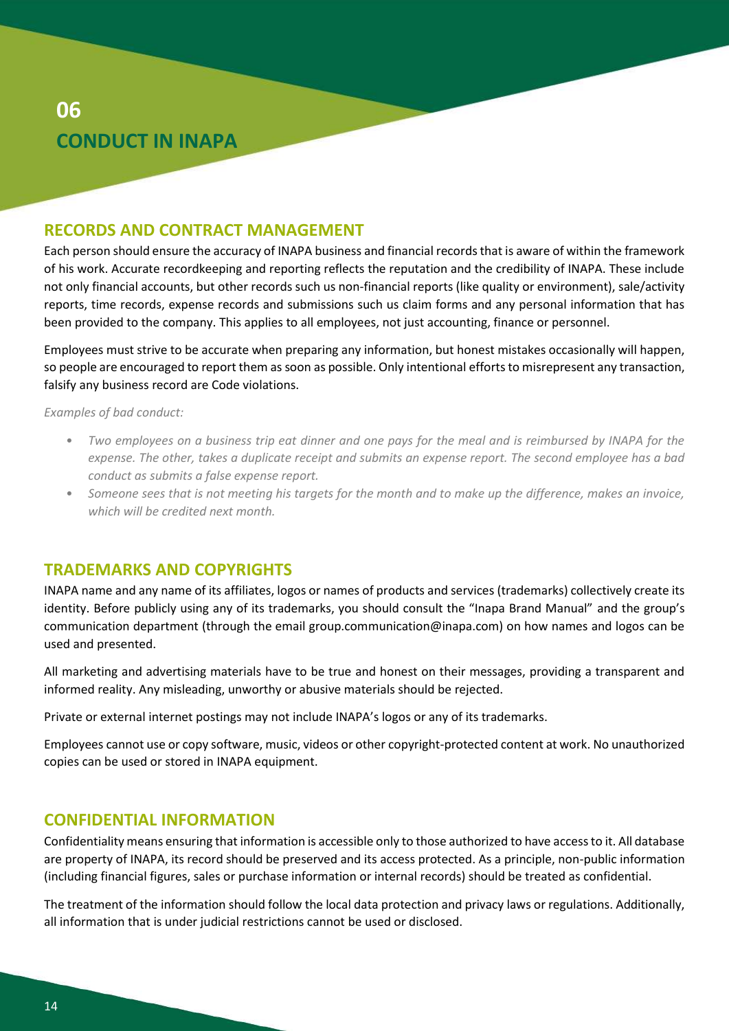# 06 CONDUCT IN INAPA

## RECORDS AND CONTRACT MANAGEMENT

Each person should ensure the accuracy of INAPA business and financial records that is aware of within the framework of his work. Accurate recordkeeping and reporting reflects the reputation and the credibility of INAPA. These include not only financial accounts, but other records such us non-financial reports (like quality or environment), sale/activity reports, time records, expense records and submissions such us claim forms and any personal information that has been provided to the company. This applies to all employees, not just accounting, finance or personnel.

Employees must strive to be accurate when preparing any information, but honest mistakes occasionally will happen, so people are encouraged to report them as soon as possible. Only intentional efforts to misrepresent any transaction, falsify any business record are Code violations.

*Examples of bad conduct:*

- *Two employees on a business trip eat dinner and one pays for the meal and is reimbursed by INAPA for the expense. The other, takes a duplicate receipt and submits an expense report. The second employee has a bad conduct as submits a false expense report.*
- *Someone sees that is not meeting his targets for the month and to make up the difference, makes an invoice, which will be credited next month.*

## TRADEMARKS AND COPYRIGHTS

INAPA name and any name of its affiliates, logos or names of products and services (trademarks) collectively create its identity. Before publicly using any of its trademarks, you should consult the "Inapa Brand Manual" and the group's communication department (through the email group.communication@inapa.com) on how names and logos can be used and presented.

All marketing and advertising materials have to be true and honest on their messages, providing a transparent and informed reality. Any misleading, unworthy or abusive materials should be rejected.

Private or external internet postings may not include INAPA's logos or any of its trademarks.

Employees cannot use or copy software, music, videos or other copyright-protected content at work. No unauthorized copies can be used or stored in INAPA equipment.

## CONFIDENTIAL INFORMATION

Confidentiality means ensuring that information is accessible only to those authorized to have access to it. All database are property of INAPA, its record should be preserved and its access protected. As a principle, non-public information (including financial figures, sales or purchase information or internal records) should be treated as confidential.

The treatment of the information should follow the local data protection and privacy laws or regulations. Additionally, all information that is under judicial restrictions cannot be used or disclosed.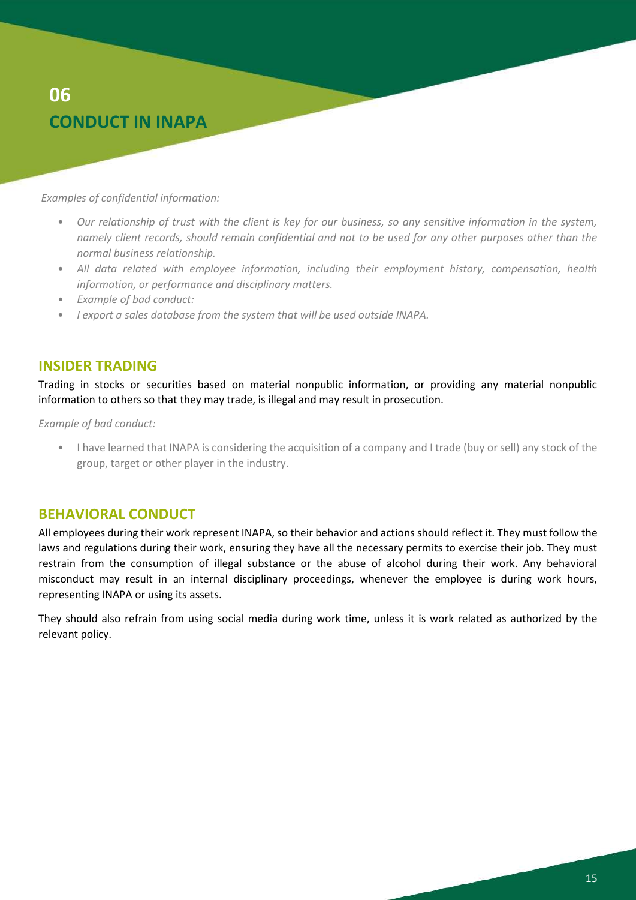# 06
# CONDUCT IN INAPA

*Examples of confidential information:*

- *Our relationship of trust with the client is key for our business, so any sensitive information in the system, namely client records, should remain confidential and not to be used for any other purposes other than the normal business relationship.*
- *All data related with employee information, including their employment history, compensation, health information, or performance and disciplinary matters.*
- *Example of bad conduct:*
- *I export a sales database from the system that will be used outside INAPA.*

## INSIDER TRADING

Trading in stocks or securities based on material nonpublic information, or providing any material nonpublic information to others so that they may trade, is illegal and may result in prosecution.

*Example of bad conduct:*

- I have learned that INAPA is considering the acquisition of a company and I trade (buy or sell) any stock of the group, target or other player in the industry.

## BEHAVIORAL CONDUCT

All employees during their work represent INAPA, so their behavior and actions should reflect it. They must follow the laws and regulations during their work, ensuring they have all the necessary permits to exercise their job. They must restrain from the consumption of illegal substance or the abuse of alcohol during their work. Any behavioral misconduct may result in an internal disciplinary proceedings, whenever the employee is during work hours, representing INAPA or using its assets.

They should also refrain from using social media during work time, unless it is work related as authorized by the relevant policy.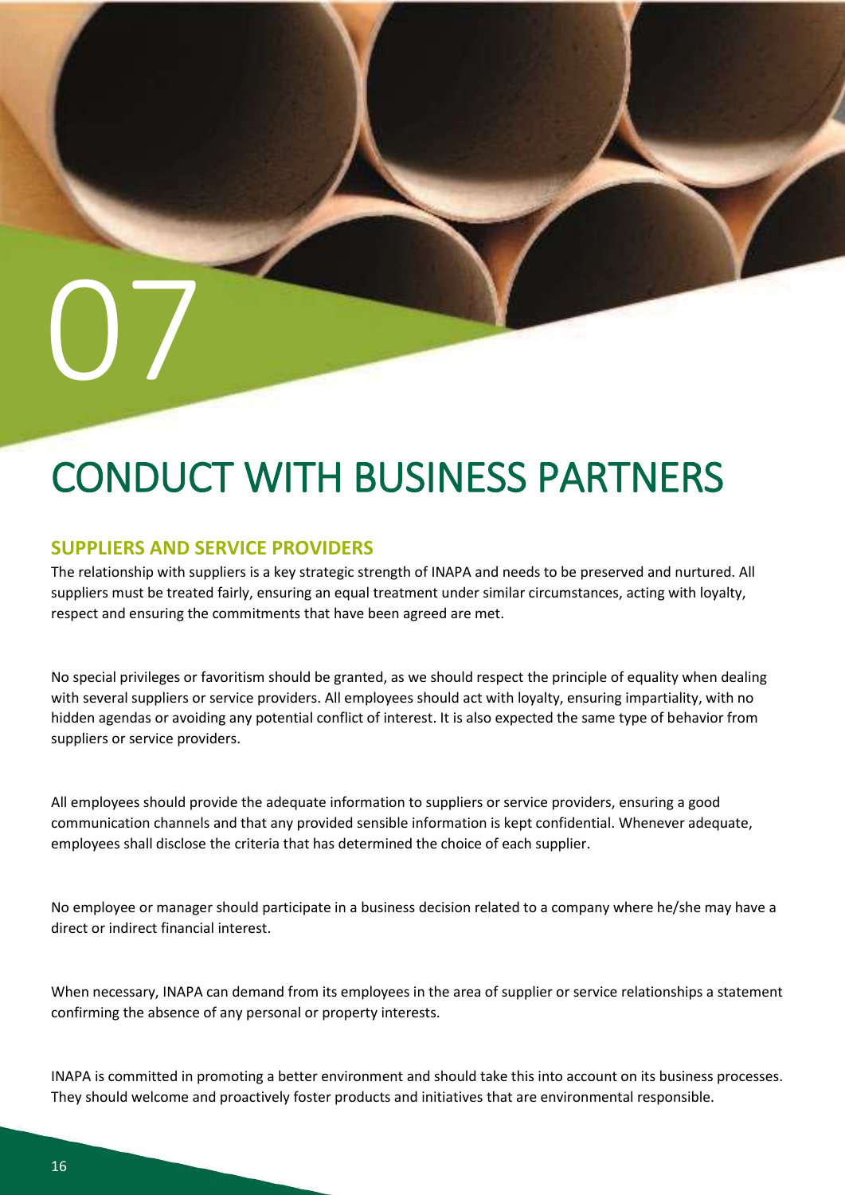07

# CONDUCT WITH BUSINESS PARTNERS

## SUPPLIERS AND SERVICE PROVIDERS

The relationship with suppliers is a key strategic strength of INAPA and needs to be preserved and nurtured. All suppliers must be treated fairly, ensuring an equal treatment under similar circumstances, acting with loyalty, respect and ensuring the commitments that have been agreed are met.

No special privileges or favoritism should be granted, as we should respect the principle of equality when dealing with several suppliers or service providers. All employees should act with loyalty, ensuring impartiality, with no hidden agendas or avoiding any potential conflict of interest. It is also expected the same type of behavior from suppliers or service providers.

All employees should provide the adequate information to suppliers or service providers, ensuring a good communication channels and that any provided sensible information is kept confidential. Whenever adequate, employees shall disclose the criteria that has determined the choice of each supplier.

No employee or manager should participate in a business decision related to a company where he/she may have a direct or indirect financial interest.

When necessary, INAPA can demand from its employees in the area of supplier or service relationships a statement confirming the absence of any personal or property interests.

INAPA is committed in promoting a better environment and should take this into account on its business processes. They should welcome and proactively foster products and initiatives that are environmental responsible.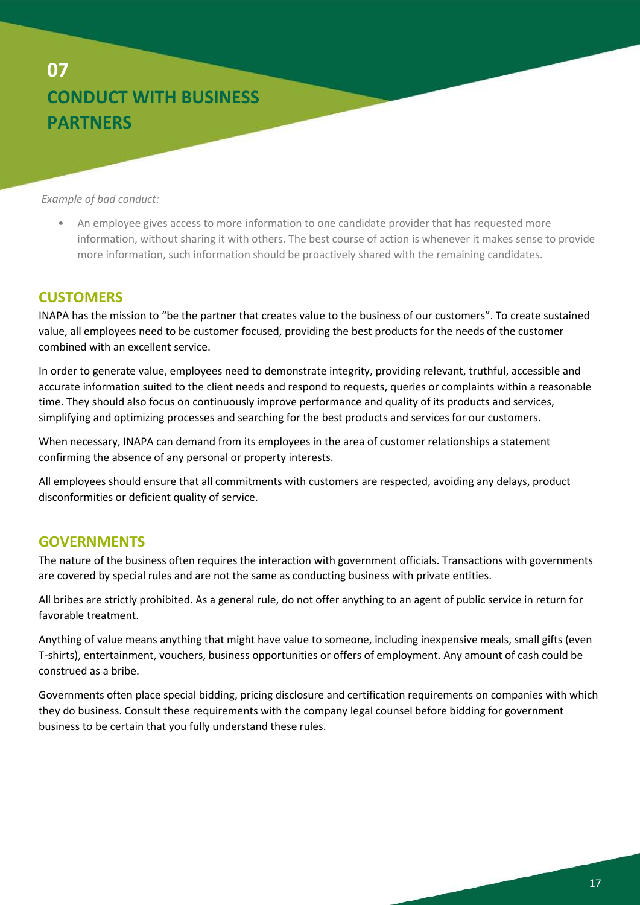# 07 CONDUCT WITH BUSINESS PARTNERS

*Example of bad conduct:*

- An employee gives access to more information to one candidate provider that has requested more information, without sharing it with others. The best course of action is whenever it makes sense to provide more information, such information should be proactively shared with the remaining candidates.

## CUSTOMERS

INAPA has the mission to "be the partner that creates value to the business of our customers". To create sustained value, all employees need to be customer focused, providing the best products for the needs of the customer combined with an excellent service.

In order to generate value, employees need to demonstrate integrity, providing relevant, truthful, accessible and accurate information suited to the client needs and respond to requests, queries or complaints within a reasonable time. They should also focus on continuously improve performance and quality of its products and services, simplifying and optimizing processes and searching for the best products and services for our customers.

When necessary, INAPA can demand from its employees in the area of customer relationships a statement confirming the absence of any personal or property interests.

All employees should ensure that all commitments with customers are respected, avoiding any delays, product disconformities or deficient quality of service.

## GOVERNMENTS

The nature of the business often requires the interaction with government officials. Transactions with governments are covered by special rules and are not the same as conducting business with private entities.

All bribes are strictly prohibited. As a general rule, do not offer anything to an agent of public service in return for favorable treatment.

Anything of value means anything that might have value to someone, including inexpensive meals, small gifts (even T-shirts), entertainment, vouchers, business opportunities or offers of employment. Any amount of cash could be construed as a bribe.

Governments often place special bidding, pricing disclosure and certification requirements on companies with which they do business. Consult these requirements with the company legal counsel before bidding for government business to be certain that you fully understand these rules.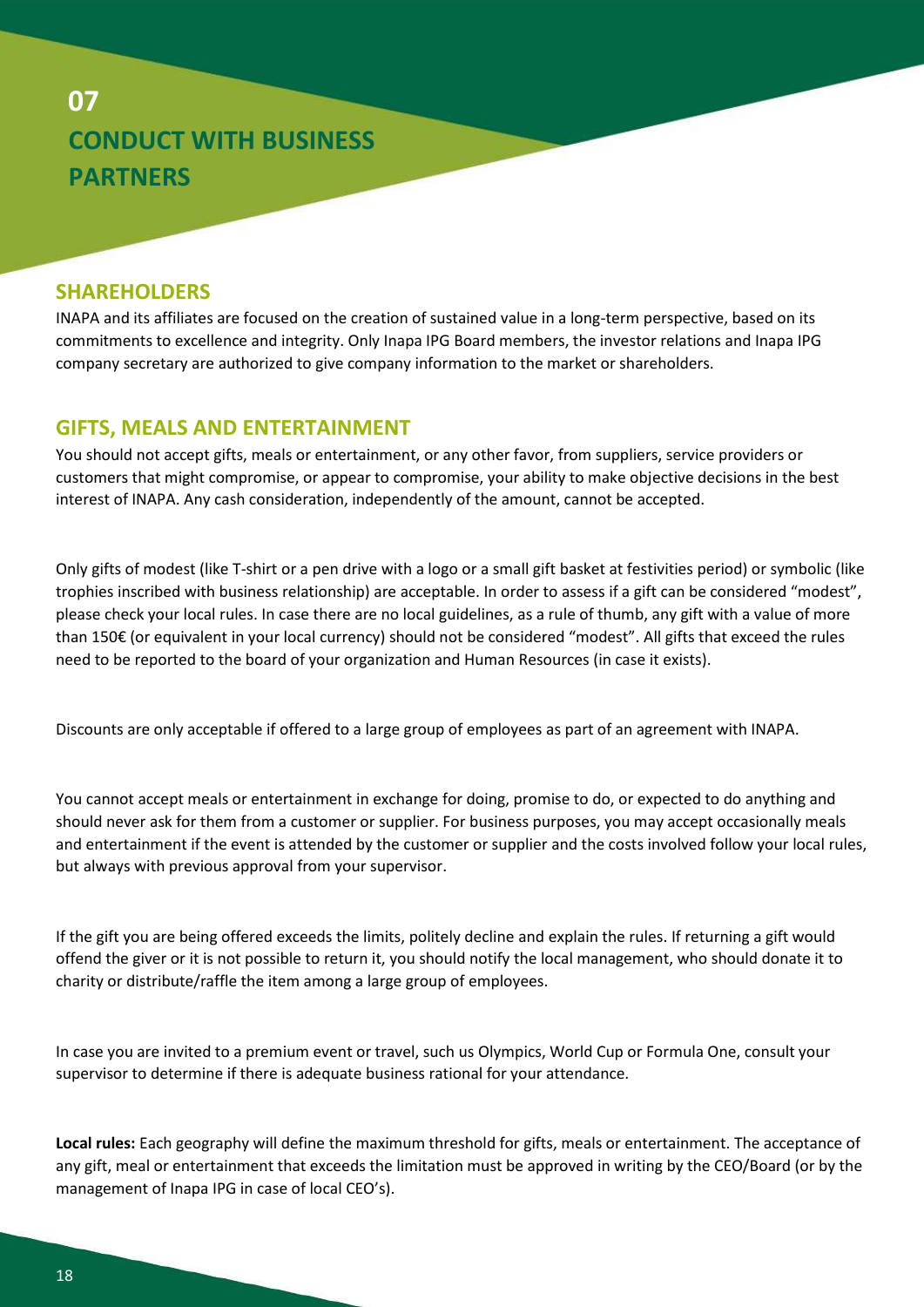# 07 CONDUCT WITH BUSINESS PARTNERS

## SHAREHOLDERS

INAPA and its affiliates are focused on the creation of sustained value in a long-term perspective, based on its commitments to excellence and integrity. Only Inapa IPG Board members, the investor relations and Inapa IPG company secretary are authorized to give company information to the market or shareholders.

## GIFTS, MEALS AND ENTERTAINMENT

You should not accept gifts, meals or entertainment, or any other favor, from suppliers, service providers or customers that might compromise, or appear to compromise, your ability to make objective decisions in the best interest of INAPA. Any cash consideration, independently of the amount, cannot be accepted.

Only gifts of modest (like T-shirt or a pen drive with a logo or a small gift basket at festivities period) or symbolic (like trophies inscribed with business relationship) are acceptable. In order to assess if a gift can be considered "modest", please check your local rules. In case there are no local guidelines, as a rule of thumb, any gift with a value of more than 150€ (or equivalent in your local currency) should not be considered "modest". All gifts that exceed the rules need to be reported to the board of your organization and Human Resources (in case it exists).

Discounts are only acceptable if offered to a large group of employees as part of an agreement with INAPA.

You cannot accept meals or entertainment in exchange for doing, promise to do, or expected to do anything and should never ask for them from a customer or supplier. For business purposes, you may accept occasionally meals and entertainment if the event is attended by the customer or supplier and the costs involved follow your local rules, but always with previous approval from your supervisor.

If the gift you are being offered exceeds the limits, politely decline and explain the rules. If returning a gift would offend the giver or it is not possible to return it, you should notify the local management, who should donate it to charity or distribute/raffle the item among a large group of employees.

In case you are invited to a premium event or travel, such us Olympics, World Cup or Formula One, consult your supervisor to determine if there is adequate business rational for your attendance.

**Local rules:** Each geography will define the maximum threshold for gifts, meals or entertainment. The acceptance of any gift, meal or entertainment that exceeds the limitation must be approved in writing by the CEO/Board (or by the management of Inapa IPG in case of local CEO's).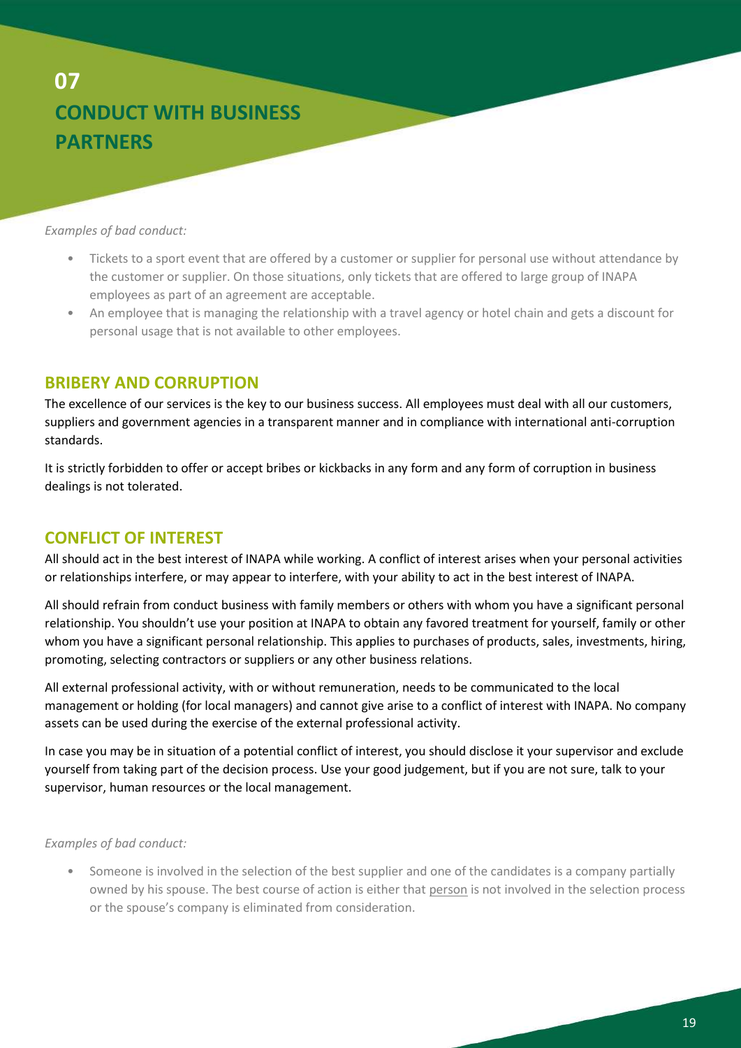# 07 CONDUCT WITH BUSINESS PARTNERS

*Examples of bad conduct:*

- Tickets to a sport event that are offered by a customer or supplier for personal use without attendance by the customer or supplier. On those situations, only tickets that are offered to large group of INAPA employees as part of an agreement are acceptable.
- An employee that is managing the relationship with a travel agency or hotel chain and gets a discount for personal usage that is not available to other employees.

## BRIBERY AND CORRUPTION

The excellence of our services is the key to our business success. All employees must deal with all our customers, suppliers and government agencies in a transparent manner and in compliance with international anti-corruption standards.

It is strictly forbidden to offer or accept bribes or kickbacks in any form and any form of corruption in business dealings is not tolerated.

## CONFLICT OF INTEREST

All should act in the best interest of INAPA while working. A conflict of interest arises when your personal activities or relationships interfere, or may appear to interfere, with your ability to act in the best interest of INAPA.

All should refrain from conduct business with family members or others with whom you have a significant personal relationship. You shouldn't use your position at INAPA to obtain any favored treatment for yourself, family or other whom you have a significant personal relationship. This applies to purchases of products, sales, investments, hiring, promoting, selecting contractors or suppliers or any other business relations.

All external professional activity, with or without remuneration, needs to be communicated to the local management or holding (for local managers) and cannot give arise to a conflict of interest with INAPA. No company assets can be used during the exercise of the external professional activity.

In case you may be in situation of a potential conflict of interest, you should disclose it your supervisor and exclude yourself from taking part of the decision process. Use your good judgement, but if you are not sure, talk to your supervisor, human resources or the local management.

*Examples of bad conduct:*

- Someone is involved in the selection of the best supplier and one of the candidates is a company partially owned by his spouse. The best course of action is either that person is not involved in the selection process or the spouse's company is eliminated from consideration.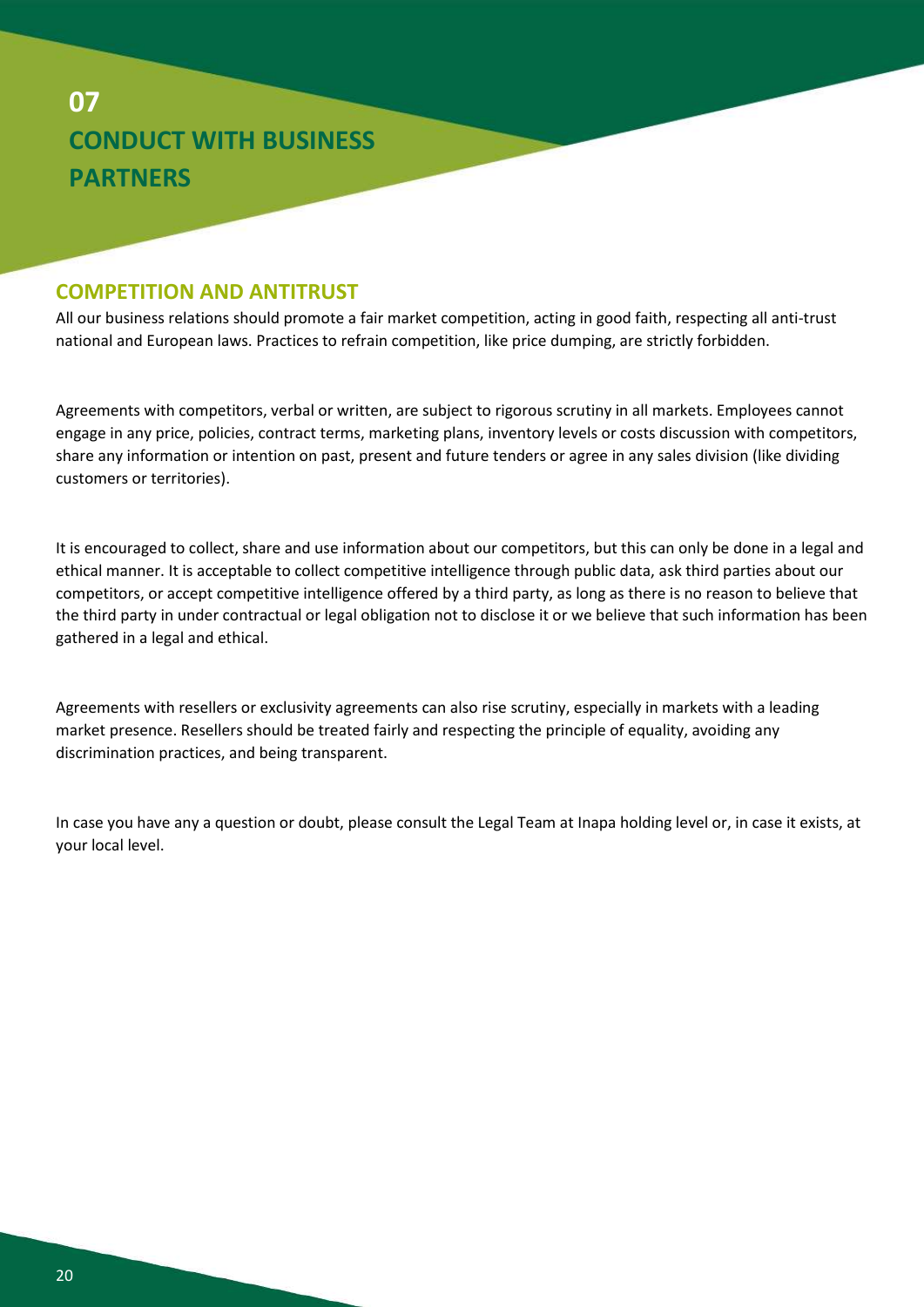# 07 CONDUCT WITH BUSINESS PARTNERS

## COMPETITION AND ANTITRUST

All our business relations should promote a fair market competition, acting in good faith, respecting all anti-trust national and European laws. Practices to refrain competition, like price dumping, are strictly forbidden.

Agreements with competitors, verbal or written, are subject to rigorous scrutiny in all markets. Employees cannot engage in any price, policies, contract terms, marketing plans, inventory levels or costs discussion with competitors, share any information or intention on past, present and future tenders or agree in any sales division (like dividing customers or territories).

It is encouraged to collect, share and use information about our competitors, but this can only be done in a legal and ethical manner. It is acceptable to collect competitive intelligence through public data, ask third parties about our competitors, or accept competitive intelligence offered by a third party, as long as there is no reason to believe that the third party in under contractual or legal obligation not to disclose it or we believe that such information has been gathered in a legal and ethical.

Agreements with resellers or exclusivity agreements can also rise scrutiny, especially in markets with a leading market presence. Resellers should be treated fairly and respecting the principle of equality, avoiding any discrimination practices, and being transparent.

In case you have any a question or doubt, please consult the Legal Team at Inapa holding level or, in case it exists, at your local level.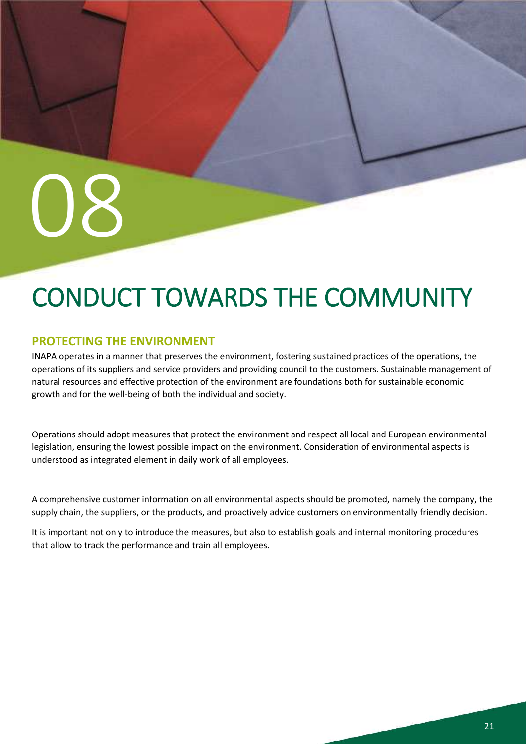# 08

# CONDUCT TOWARDS THE COMMUNITY

## PROTECTING THE ENVIRONMENT

INAPA operates in a manner that preserves the environment, fostering sustained practices of the operations, the operations of its suppliers and service providers and providing council to the customers. Sustainable management of natural resources and effective protection of the environment are foundations both for sustainable economic growth and for the well-being of both the individual and society.

Operations should adopt measures that protect the environment and respect all local and European environmental legislation, ensuring the lowest possible impact on the environment. Consideration of environmental aspects is understood as integrated element in daily work of all employees.

A comprehensive customer information on all environmental aspects should be promoted, namely the company, the supply chain, the suppliers, or the products, and proactively advice customers on environmentally friendly decision.

It is important not only to introduce the measures, but also to establish goals and internal monitoring procedures that allow to track the performance and train all employees.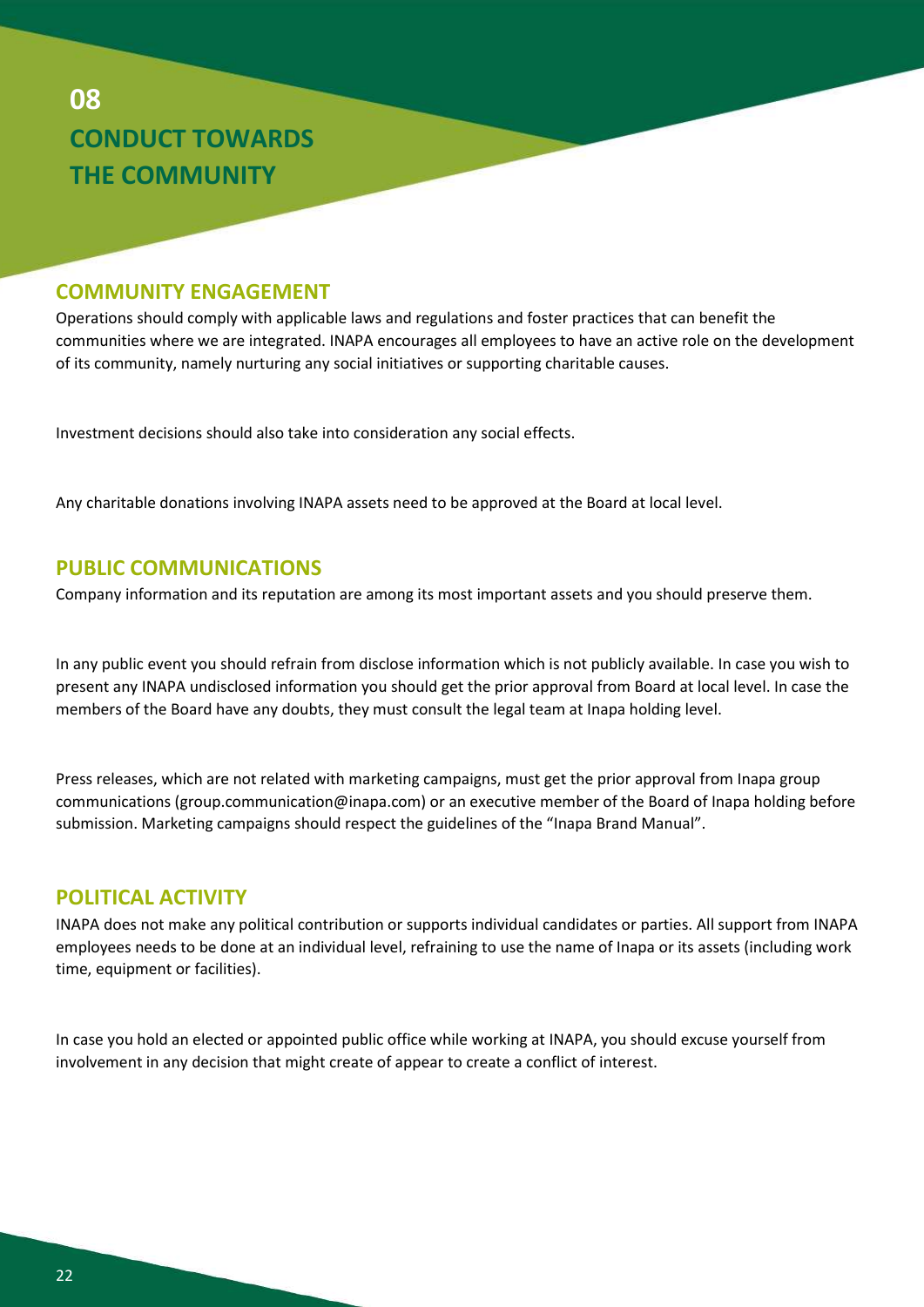# 08 CONDUCT TOWARDS THE COMMUNITY

## COMMUNITY ENGAGEMENT

Operations should comply with applicable laws and regulations and foster practices that can benefit the communities where we are integrated. INAPA encourages all employees to have an active role on the development of its community, namely nurturing any social initiatives or supporting charitable causes.

Investment decisions should also take into consideration any social effects.

Any charitable donations involving INAPA assets need to be approved at the Board at local level.

## PUBLIC COMMUNICATIONS

Company information and its reputation are among its most important assets and you should preserve them.

In any public event you should refrain from disclose information which is not publicly available. In case you wish to present any INAPA undisclosed information you should get the prior approval from Board at local level. In case the members of the Board have any doubts, they must consult the legal team at Inapa holding level.

Press releases, which are not related with marketing campaigns, must get the prior approval from Inapa group communications (group.communication@inapa.com) or an executive member of the Board of Inapa holding before submission. Marketing campaigns should respect the guidelines of the "Inapa Brand Manual".

## POLITICAL ACTIVITY

INAPA does not make any political contribution or supports individual candidates or parties. All support from INAPA employees needs to be done at an individual level, refraining to use the name of Inapa or its assets (including work time, equipment or facilities).

In case you hold an elected or appointed public office while working at INAPA, you should excuse yourself from involvement in any decision that might create of appear to create a conflict of interest.